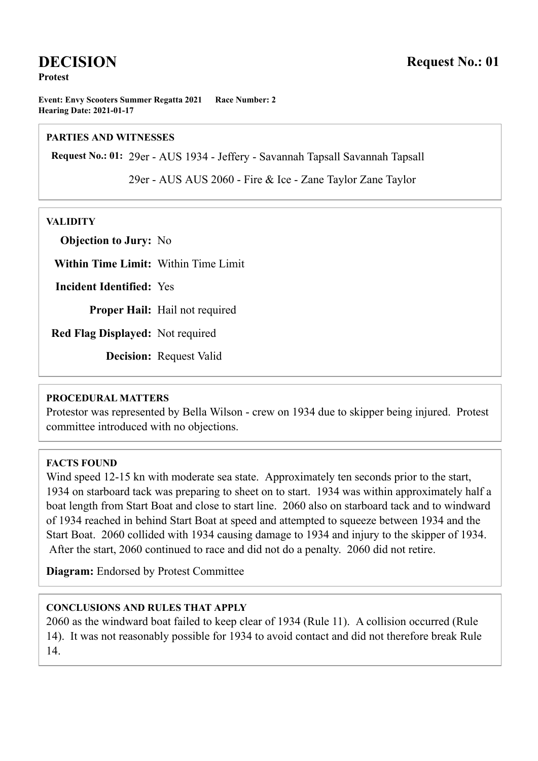# DECISION

**Request No.: 01**

**Protest**

**Event: Envy Scooters Summer Regatta 2021 Race Number: 2**
**Hearing Date: 2021-01-17**

## PARTIES AND WITNESSES

**Request No.: 01:** 29er - AUS 1934 - Jeffery - Savannah Tapsall Savannah Tapsall

29er - AUS AUS 2060 - Fire & Ice - Zane Taylor Zane Taylor

## VALIDITY

**Objection to Jury:** No

**Within Time Limit:** Within Time Limit

**Incident Identified:** Yes

**Proper Hail:** Hail not required

**Red Flag Displayed:** Not required

**Decision:** Request Valid

## PROCEDURAL MATTERS

Protestor was represented by Bella Wilson - crew on 1934 due to skipper being injured. Protest committee introduced with no objections.

## FACTS FOUND

Wind speed 12-15 kn with moderate sea state. Approximately ten seconds prior to the start, 1934 on starboard tack was preparing to sheet on to start. 1934 was within approximately half a boat length from Start Boat and close to start line. 2060 also on starboard tack and to windward of 1934 reached in behind Start Boat at speed and attempted to squeeze between 1934 and the Start Boat. 2060 collided with 1934 causing damage to 1934 and injury to the skipper of 1934. After the start, 2060 continued to race and did not do a penalty. 2060 did not retire.

**Diagram:** Endorsed by Protest Committee

## CONCLUSIONS AND RULES THAT APPLY

2060 as the windward boat failed to keep clear of 1934 (Rule 11). A collision occurred (Rule 14). It was not reasonably possible for 1934 to avoid contact and did not therefore break Rule 14.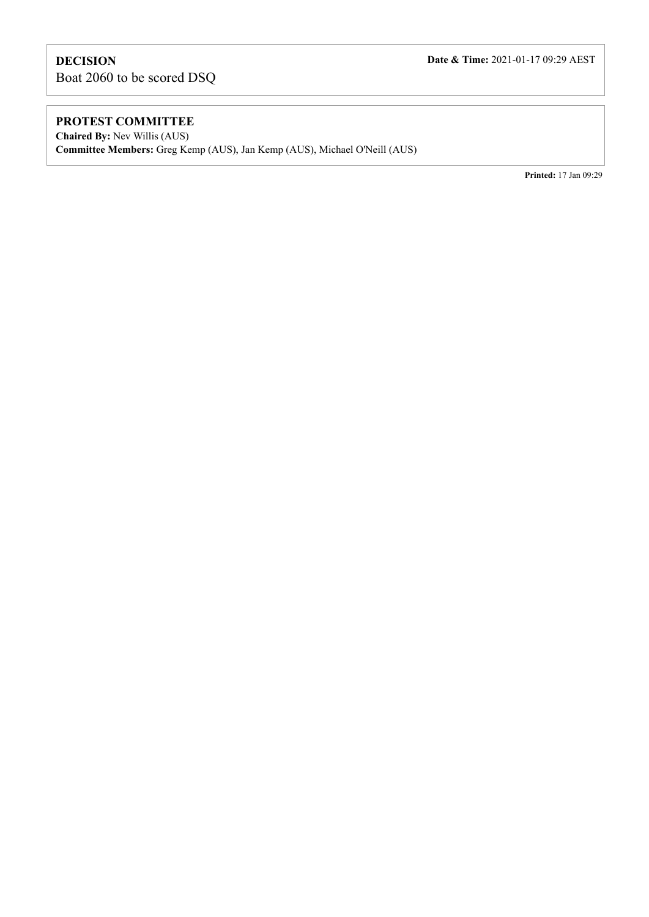**DECISION**

Boat 2060 to be scored DSQ

**Date & Time:** 2021-01-17 09:29 AEST

**PROTEST COMMITTEE**

**Chaired By:** Nev Willis (AUS)

**Committee Members:** Greg Kemp (AUS), Jan Kemp (AUS), Michael O'Neill (AUS)

**Printed:** 17 Jan 09:29